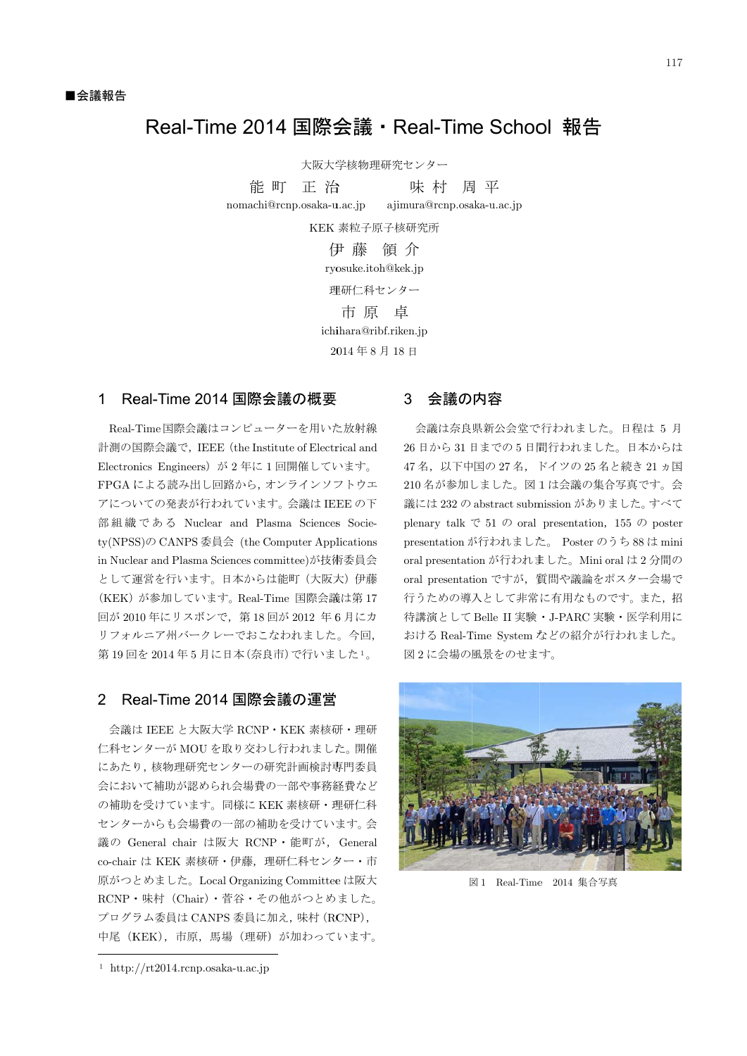■会議報告

# Real-Time 2014 国際会議・Real-Time School 報告

大阪大学核物理研究センター

能 町 正 治　　　　味 村 周 平

nomachi@rcnp.osaka-u.ac.jp　　ajimura@rcnp.osaka-u.ac.jp

KEK 素粒子原子核研究所

伊 藤 領 介

ryosuke.itoh@kek.jp

理研仁科センター

市 原 卓

ichihara@ribf.riken.jp

2014 年 8 月 18 日

## 1 Real-Time 2014 国際会議の概要

Real-Time 国際会議はコンピューターを用いた放射線計測の国際会議で，IEEE（the Institute of Electrical and Electronics Engineers）が 2 年に 1 回開催しています。FPGA による読み出し回路から，オンラインソフトウエアについての発表が行われています。会議は IEEE の下部組織である Nuclear and Plasma Sciences Society(NPSS)の CANPS 委員会（the Computer Applications in Nuclear and Plasma Sciences committee)が技術委員会として運営を行います。日本からは能町（大阪大）伊藤（KEK）が参加しています。Real-Time 国際会議は第 17 回が 2010 年にリスボンで，第 18 回が 2012 年 6 月にカリフォルニア州バークレーでおこなわれました。今回，第 19 回を 2014 年 5 月に日本(奈良市)で行いました[1]。

## 2 Real-Time 2014 国際会議の運営

会議は IEEE と大阪大学 RCNP・KEK 素核研・理研仁科センターが MOU を取り交わし行われました。開催にあたり，核物理研究センターの研究計画検討専門委員会において補助が認められ会場費の一部や事務経費などの補助を受けています。同様に KEK 素核研・理研仁科センターからも会場費の一部の補助を受けています。会議の General chair は阪大 RCNP・能町が，General co-chair は KEK 素核研・伊藤，理研仁科センター・市原がつとめました。Local Organizing Committee は阪大 RCNP・味村（Chair）・菅谷・その他がつとめました。プログラム委員は CANPS 委員に加え，味村（RCNP)，中尾（KEK)，市原，馬場（理研）が加わっています。

## 3 会議の内容

会議は奈良県新公会堂で行われました。日程は 5 月 26 日から 31 日までの 5 日間行われました。日本からは 47 名，以下中国の 27 名，ドイツの 25 名と続き 21 ヵ国 210 名が参加しました。図 1 は会議の集合写真です。会議には 232 の abstract submission がありました。すべて plenary talk で 51 の oral presentation，155 の poster presentation が行われました。Poster のうち 88 は mini oral presentation が行われました。Mini oral は 2 分間の oral presentation ですが，質問や議論をポスター会場で行うための導入として非常に有用なものです。また，招待講演として Belle II 実験・J-PARC 実験・医学利用における Real-Time System などの紹介が行われました。図 2 に会場の風景をのせます。

図 1　Real-Time　2014 集合写真

---

[1] http://rt2014.rcnp.osaka-u.ac.jp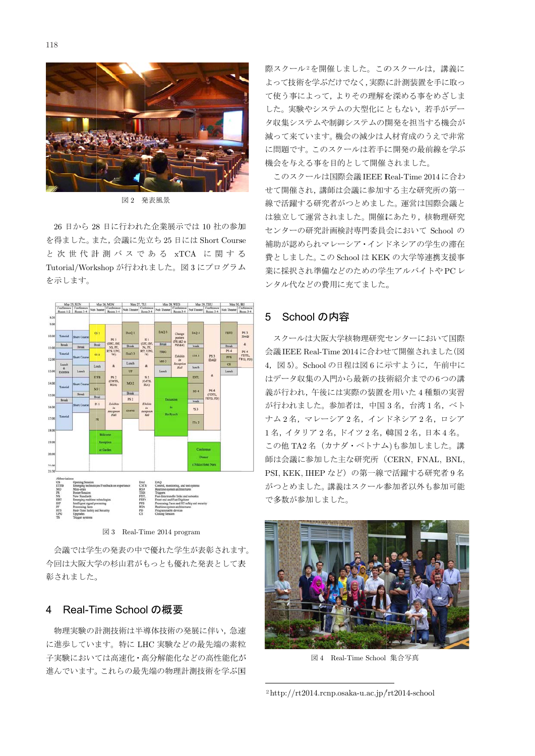図 2　発表風景

26 日から 28 日に行われた企業展示では 10 社の参加を得ました。また，会議に先立ち 25 日には Short Course と次世代計測バスである xTCA に関する Tutorial/Workshop が行われました。図 3 にプログラムを示します。

図 3　Real-Time 2014 program

会議では学生の発表の中で優れた学生が表彰されます。今回は大阪大学の杉山君がもっとも優れた発表として表彰されました。

## 4　Real-Time School の概要

物理実験の計測技術は半導体技術の発展に伴い，急速に進歩しています。特に LHC 実験などの最先端の素粒子実験においては高速化・高分解能化などの高性能化が進んでいます。これらの最先端の物理計測技術を学ぶ国際スクール[2]を開催しました。このスクールは，講義によって技術を学ぶだけでなく，実際に計測装置を手に取って使う事によって，よりその理解を深める事をめざしました。実験やシステムの大型化にともない，若手がデータ収集システムや制御システムの開発を担当する機会が減って来ています。機会の減少は人材育成のうえで非常に問題です。このスクールは若手に開発の最前線を学ぶ機会を与える事を目的として開催されました。

このスクールは国際会議 IEEE Real-Time 2014 に合わせて開催され，講師は会議に参加する主な研究所の第一線で活躍する研究者がつとめました。運営は国際会議とは独立して運営されました。開催にあたり，核物理研究センターの研究計画検討専門委員会において School の補助が認められマレーシア・インドネシアの学生の滞在費としました。この School は KEK の大学等連携支援事業に採択され準備などの学生アルバイトや PC レンタル代などの費用に充てました。

## 5　School の内容

スクールは大阪大学核物理研究センターにおいて国際会議 IEEE Real-Time 2014 に合わせて開催されました（図 4，図 5)。School の日程は図 6 に示すように，午前中にはデータ収集の入門から最新の技術紹介までの 6 つの講義が行われ，午後には実際の装置を用いた 4 種類の実習が行われました。参加者は，中国 3 名，台湾 1 名，ベトナム 2 名，マレーシア 2 名，インドネシア 2 名，ロシア 1 名，イタリア 2 名，ドイツ 2 名，韓国 2 名，日本 4 名。この他 TA2 名（カナダ・ベトナム)も参加しました。講師は会議に参加した主な研究所（CERN，FNAL，BNL，PSI，KEK，IHEP など）の第一線で活躍する研究者 9 名がつとめました。講義はスクール参加者以外も参加可能で多数が参加しました。

図 4　Real-Time School 集合写真

[2] http://rt2014.rcnp.osaka-u.ac.jp/rt2014-school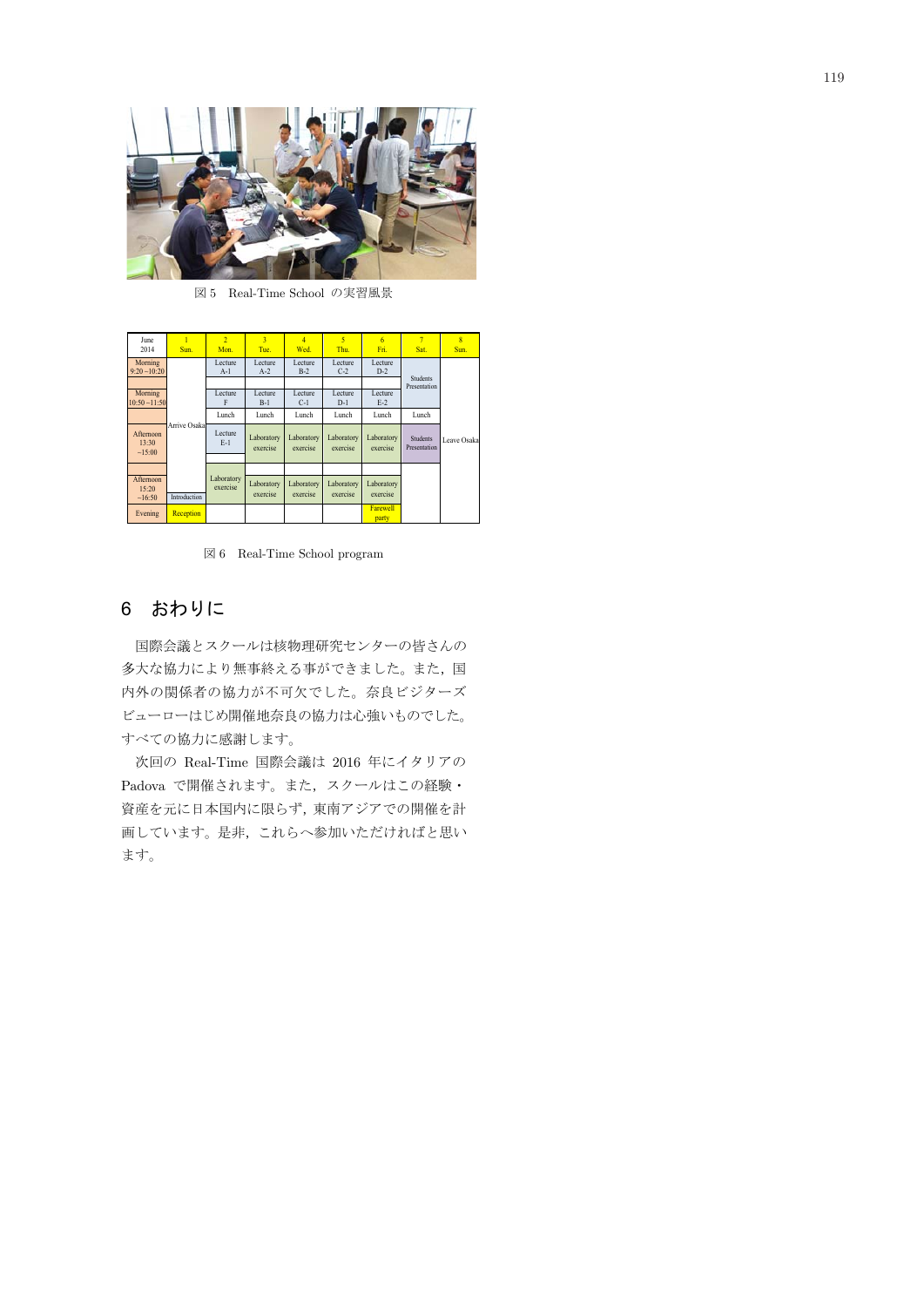図 5　Real-Time School の実習風景

| June 2014 | 1 Sun. | 2 Mon. | 3 Tue. | 4 Wed. | 5 Thu. | 6 Fri. | 7 Sat. | 8 Sun. |
|---|---|---|---|---|---|---|---|---|
| Morning 9:20 –10:20 | Arrive Osaka | Lecture A-1 | Lecture A-2 | Lecture B-2 | Lecture C-2 | Lecture D-2 | Students Presentation | Leave Osaka |
| Morning 10:50 –11:50 | | Lecture F | Lecture B-1 | Lecture C-1 | Lecture D-1 | Lecture E-2 | | |
| | | Lunch | Lunch | Lunch | Lunch | Lunch | Lunch | |
| Afternoon 13:30 ~15:00 | | Lecture E-1 | Laboratory exercise | Laboratory exercise | Laboratory exercise | Laboratory exercise | Students Presentation | |
| Afternoon 15:20 ~16:50 | Introduction | Laboratory exercise | Laboratory exercise | Laboratory exercise | Laboratory exercise | Laboratory exercise | | |
| Evening | Reception | | | | | Farewell party | | |

図 6　Real-Time School program

## 6　おわりに

国際会議とスクールは核物理研究センターの皆さんの多大な協力により無事終える事ができました。また，国内外の関係者の協力が不可欠でした。奈良ビジターズビューローはじめ開催地奈良の協力は心強いものでした。すべての協力に感謝します。

次回の Real-Time 国際会議は 2016 年にイタリアの Padova で開催されます。また，スクールはこの経験・資産を元に日本国内に限らず，東南アジアでの開催を計画しています。是非，これらへ参加いただければと思います。